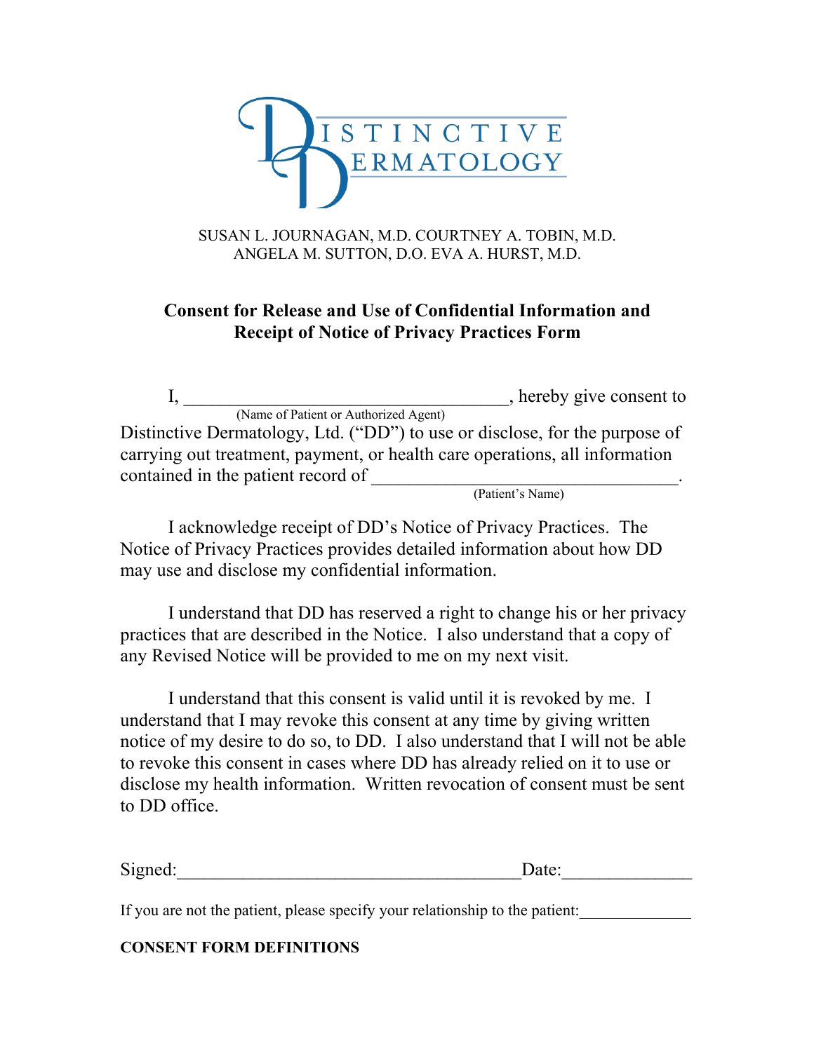# DISTINCTIVE DERMATOLOGY

SUSAN L. JOURNAGAN, M.D. COURTNEY A. TOBIN, M.D.
ANGELA M. SUTTON, D.O. EVA A. HURST, M.D.

## Consent for Release and Use of Confidential Information and Receipt of Notice of Privacy Practices Form

I, ___________________________________, hereby give consent to
(Name of Patient or Authorized Agent)
Distinctive Dermatology, Ltd. ("DD") to use or disclose, for the purpose of carrying out treatment, payment, or health care operations, all information contained in the patient record of _________________________________.
(Patient's Name)

I acknowledge receipt of DD's Notice of Privacy Practices. The Notice of Privacy Practices provides detailed information about how DD may use and disclose my confidential information.

I understand that DD has reserved a right to change his or her privacy practices that are described in the Notice. I also understand that a copy of any Revised Notice will be provided to me on my next visit.

I understand that this consent is valid until it is revoked by me. I understand that I may revoke this consent at any time by giving written notice of my desire to do so, to DD. I also understand that I will not be able to revoke this consent in cases where DD has already relied on it to use or disclose my health information. Written revocation of consent must be sent to DD office.

Signed:_____________________________________Date:______________

If you are not the patient, please specify your relationship to the patient:_____________

**CONSENT FORM DEFINITIONS**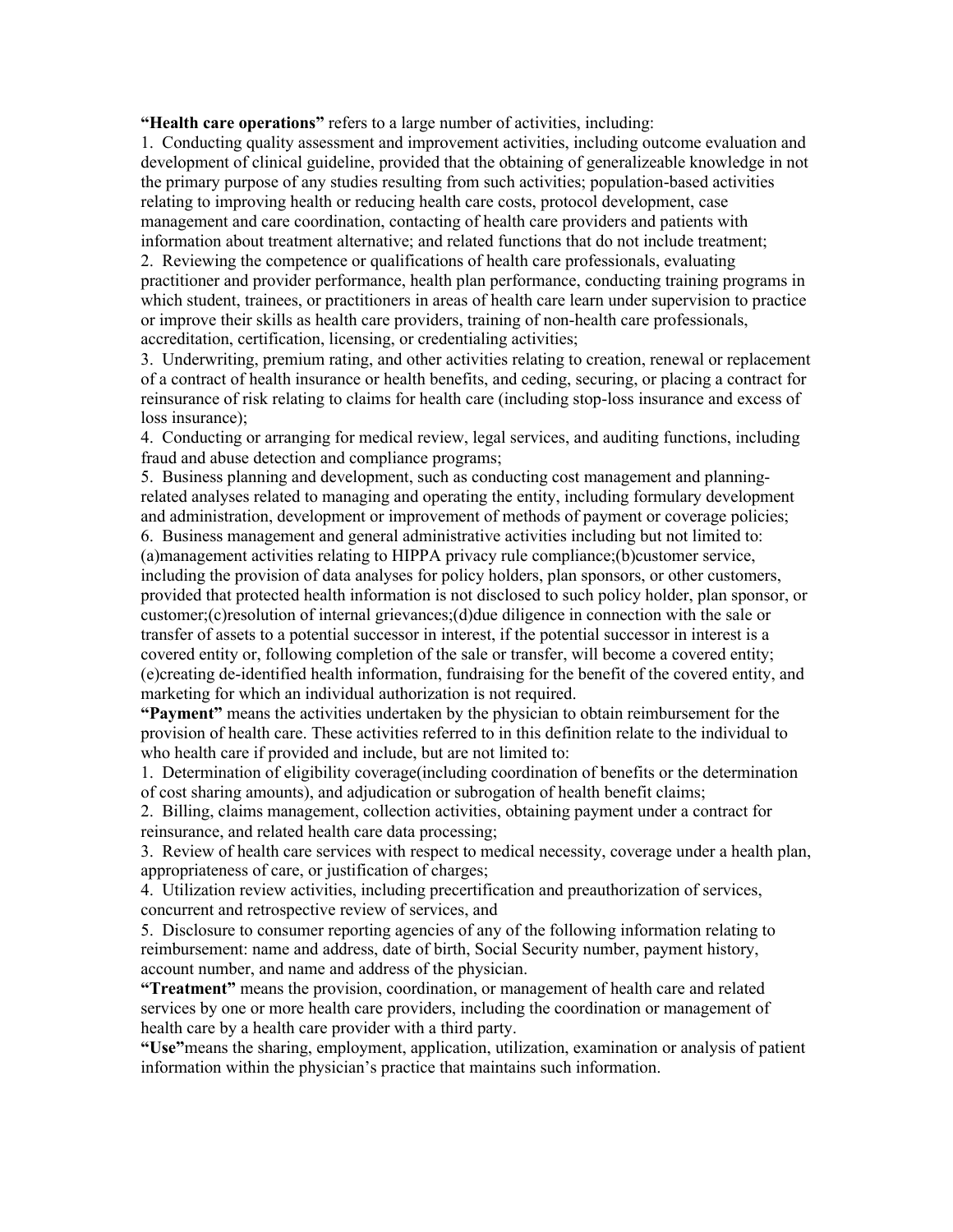**"Health care operations"** refers to a large number of activities, including:

1. Conducting quality assessment and improvement activities, including outcome evaluation and development of clinical guideline, provided that the obtaining of generalizeable knowledge in not the primary purpose of any studies resulting from such activities; population-based activities relating to improving health or reducing health care costs, protocol development, case management and care coordination, contacting of health care providers and patients with information about treatment alternative; and related functions that do not include treatment;
2. Reviewing the competence or qualifications of health care professionals, evaluating practitioner and provider performance, health plan performance, conducting training programs in which student, trainees, or practitioners in areas of health care learn under supervision to practice or improve their skills as health care providers, training of non-health care professionals, accreditation, certification, licensing, or credentialing activities;
3. Underwriting, premium rating, and other activities relating to creation, renewal or replacement of a contract of health insurance or health benefits, and ceding, securing, or placing a contract for reinsurance of risk relating to claims for health care (including stop-loss insurance and excess of loss insurance);
4. Conducting or arranging for medical review, legal services, and auditing functions, including fraud and abuse detection and compliance programs;
5. Business planning and development, such as conducting cost management and planning-related analyses related to managing and operating the entity, including formulary development and administration, development or improvement of methods of payment or coverage policies;
6. Business management and general administrative activities including but not limited to: (a)management activities relating to HIPPA privacy rule compliance;(b)customer service, including the provision of data analyses for policy holders, plan sponsors, or other customers, provided that protected health information is not disclosed to such policy holder, plan sponsor, or customer;(c)resolution of internal grievances;(d)due diligence in connection with the sale or transfer of assets to a potential successor in interest, if the potential successor in interest is a covered entity or, following completion of the sale or transfer, will become a covered entity;(e)creating de-identified health information, fundraising for the benefit of the covered entity, and marketing for which an individual authorization is not required.

**"Payment"** means the activities undertaken by the physician to obtain reimbursement for the provision of health care. These activities referred to in this definition relate to the individual to who health care if provided and include, but are not limited to:

1. Determination of eligibility coverage(including coordination of benefits or the determination of cost sharing amounts), and adjudication or subrogation of health benefit claims;
2. Billing, claims management, collection activities, obtaining payment under a contract for reinsurance, and related health care data processing;
3. Review of health care services with respect to medical necessity, coverage under a health plan, appropriateness of care, or justification of charges;
4. Utilization review activities, including precertification and preauthorization of services, concurrent and retrospective review of services, and
5. Disclosure to consumer reporting agencies of any of the following information relating to reimbursement: name and address, date of birth, Social Security number, payment history, account number, and name and address of the physician.

**"Treatment"** means the provision, coordination, or management of health care and related services by one or more health care providers, including the coordination or management of health care by a health care provider with a third party.

**"Use"**means the sharing, employment, application, utilization, examination or analysis of patient information within the physician's practice that maintains such information.